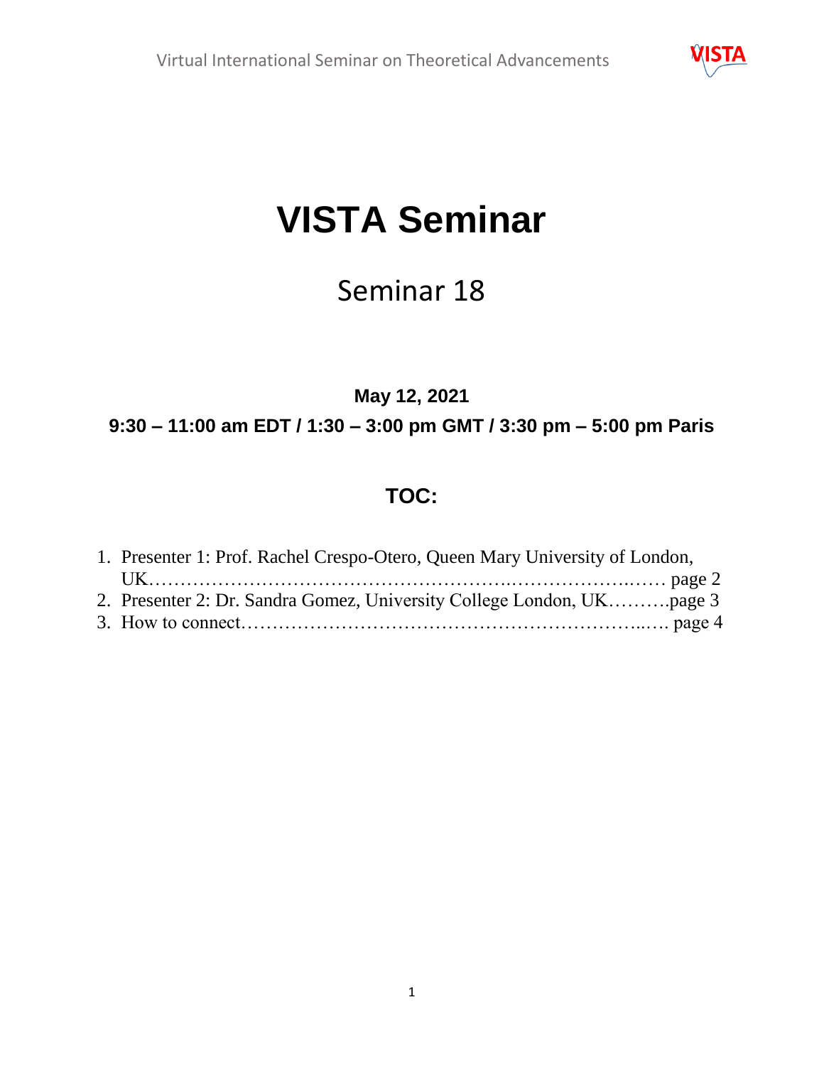# VISTA Seminar

## Seminar 18

**May 12, 2021**

**9:30 – 11:00 am EDT / 1:30 – 3:00 pm GMT / 3:30 pm – 5:00 pm Paris**

## TOC:

1. Presenter 1: Prof. Rachel Crespo-Otero, Queen Mary University of London, UK…………………………………………………….………………..…… page 2
2. Presenter 2: Dr. Sandra Gomez, University College London, UK……….page 3
3. How to connect……………………………………………………...…. page 4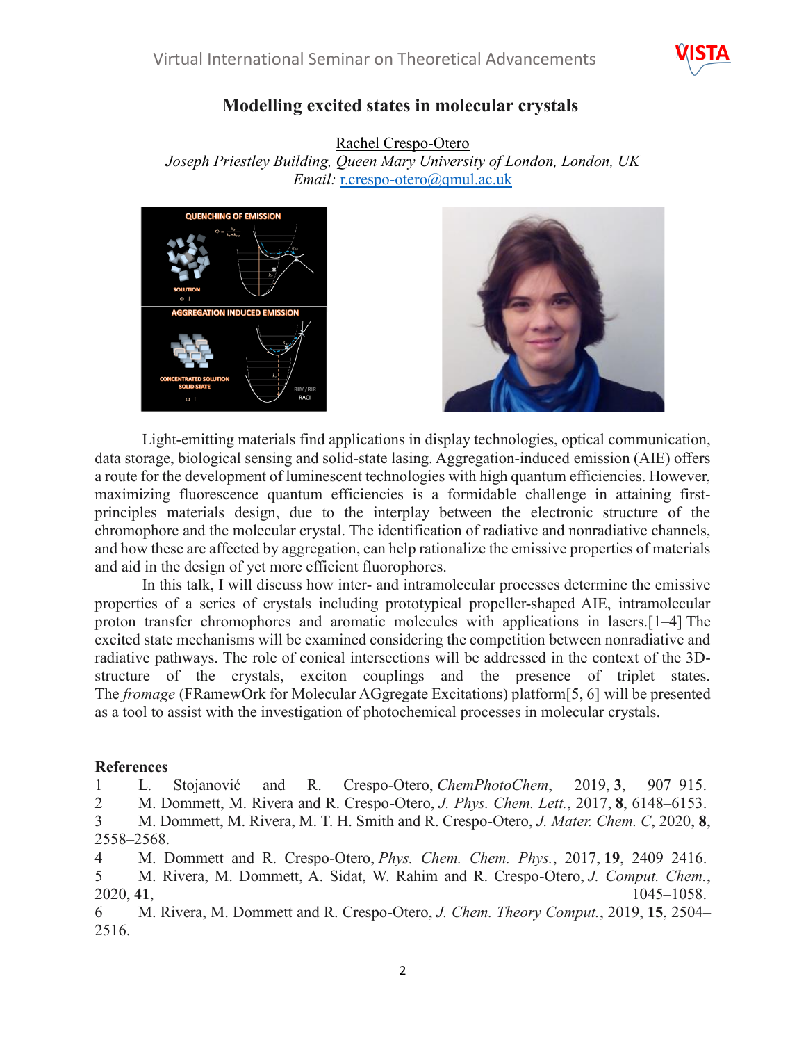# Modelling excited states in molecular crystals

Rachel Crespo-Otero
*Joseph Priestley Building, Queen Mary University of London, London, UK*
*Email:* r.crespo-otero@qmul.ac.uk

Light-emitting materials find applications in display technologies, optical communication, data storage, biological sensing and solid-state lasing. Aggregation-induced emission (AIE) offers a route for the development of luminescent technologies with high quantum efficiencies. However, maximizing fluorescence quantum efficiencies is a formidable challenge in attaining first-principles materials design, due to the interplay between the electronic structure of the chromophore and the molecular crystal. The identification of radiative and nonradiative channels, and how these are affected by aggregation, can help rationalize the emissive properties of materials and aid in the design of yet more efficient fluorophores.

In this talk, I will discuss how inter- and intramolecular processes determine the emissive properties of a series of crystals including prototypical propeller-shaped AIE, intramolecular proton transfer chromophores and aromatic molecules with applications in lasers.[1–4] The excited state mechanisms will be examined considering the competition between nonradiative and radiative pathways. The role of conical intersections will be addressed in the context of the 3D-structure of the crystals, exciton couplings and the presence of triplet states. The *fromage* (FRamewOrk for Molecular AGgregate Excitations) platform[5, 6] will be presented as a tool to assist with the investigation of photochemical processes in molecular crystals.

## References

1. L. Stojanović and R. Crespo-Otero, *ChemPhotoChem*, 2019, **3**, 907–915.
2. M. Dommett, M. Rivera and R. Crespo-Otero, *J. Phys. Chem. Lett.*, 2017, **8**, 6148–6153.
3. M. Dommett, M. Rivera, M. T. H. Smith and R. Crespo-Otero, *J. Mater. Chem. C*, 2020, **8**, 2558–2568.
4. M. Dommett and R. Crespo-Otero, *Phys. Chem. Chem. Phys.*, 2017, **19**, 2409–2416.
5. M. Rivera, M. Dommett, A. Sidat, W. Rahim and R. Crespo-Otero, *J. Comput. Chem.*, 2020, **41**, 1045–1058.
6. M. Rivera, M. Dommett and R. Crespo-Otero, *J. Chem. Theory Comput.*, 2019, **15**, 2504–2516.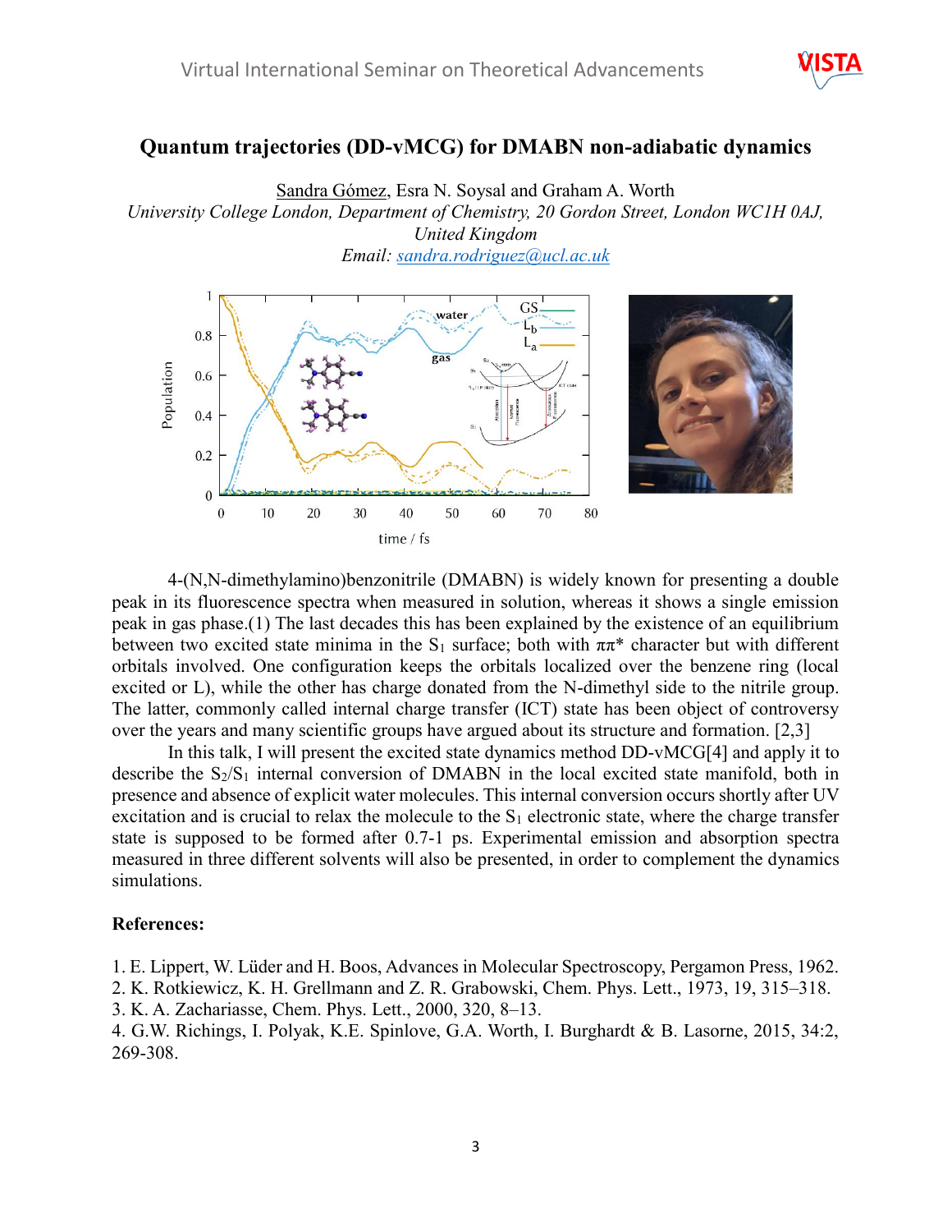# Quantum trajectories (DD-vMCG) for DMABN non-adiabatic dynamics

Sandra Gómez, Esra N. Soysal and Graham A. Worth

*University College London, Department of Chemistry, 20 Gordon Street, London WC1H 0AJ, United Kingdom*

*Email: sandra.rodriguez@ucl.ac.uk*

4-(N,N-dimethylamino)benzonitrile (DMABN) is widely known for presenting a double peak in its fluorescence spectra when measured in solution, whereas it shows a single emission peak in gas phase.(1) The last decades this has been explained by the existence of an equilibrium between two excited state minima in the $S_1$ surface; both with $\pi\pi^*$ character but with different orbitals involved. One configuration keeps the orbitals localized over the benzene ring (local excited or L), while the other has charge donated from the N-dimethyl side to the nitrile group. The latter, commonly called internal charge transfer (ICT) state has been object of controversy over the years and many scientific groups have argued about its structure and formation. [2,3]

In this talk, I will present the excited state dynamics method DD-vMCG[4] and apply it to describe the $S_2/S_1$ internal conversion of DMABN in the local excited state manifold, both in presence and absence of explicit water molecules. This internal conversion occurs shortly after UV excitation and is crucial to relax the molecule to the $S_1$ electronic state, where the charge transfer state is supposed to be formed after 0.7-1 ps. Experimental emission and absorption spectra measured in three different solvents will also be presented, in order to complement the dynamics simulations.

**References:**

1. E. Lippert, W. Lüder and H. Boos, Advances in Molecular Spectroscopy, Pergamon Press, 1962.
2. K. Rotkiewicz, K. H. Grellmann and Z. R. Grabowski, Chem. Phys. Lett., 1973, 19, 315–318.
3. K. A. Zachariasse, Chem. Phys. Lett., 2000, 320, 8–13.
4. G.W. Richings, I. Polyak, K.E. Spinlove, G.A. Worth, I. Burghardt & B. Lasorne, 2015, 34:2, 269-308.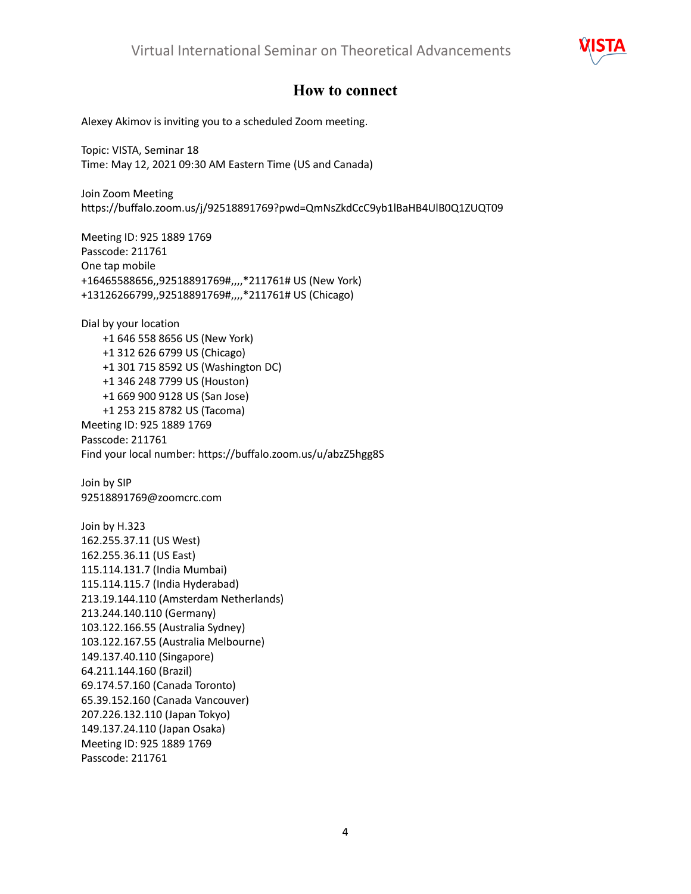## How to connect

Alexey Akimov is inviting you to a scheduled Zoom meeting.

Topic: VISTA, Seminar 18
Time: May 12, 2021 09:30 AM Eastern Time (US and Canada)

Join Zoom Meeting
https://buffalo.zoom.us/j/92518891769?pwd=QmNsZkdCcC9yb1lBaHB4UlB0Q1ZUQT09

Meeting ID: 925 1889 1769
Passcode: 211761
One tap mobile
+16465588656,,92518891769#,,,,*211761# US (New York)
+13126266799,,92518891769#,,,,*211761# US (Chicago)

Dial by your location
- +1 646 558 8656 US (New York)
- +1 312 626 6799 US (Chicago)
- +1 301 715 8592 US (Washington DC)
- +1 346 248 7799 US (Houston)
- +1 669 900 9128 US (San Jose)
- +1 253 215 8782 US (Tacoma)

Meeting ID: 925 1889 1769
Passcode: 211761
Find your local number: https://buffalo.zoom.us/u/abzZ5hgg8S

Join by SIP
92518891769@zoomcrc.com

Join by H.323
162.255.37.11 (US West)
162.255.36.11 (US East)
115.114.131.7 (India Mumbai)
115.114.115.7 (India Hyderabad)
213.19.144.110 (Amsterdam Netherlands)
213.244.140.110 (Germany)
103.122.166.55 (Australia Sydney)
103.122.167.55 (Australia Melbourne)
149.137.40.110 (Singapore)
64.211.144.160 (Brazil)
69.174.57.160 (Canada Toronto)
65.39.152.160 (Canada Vancouver)
207.226.132.110 (Japan Tokyo)
149.137.24.110 (Japan Osaka)
Meeting ID: 925 1889 1769
Passcode: 211761